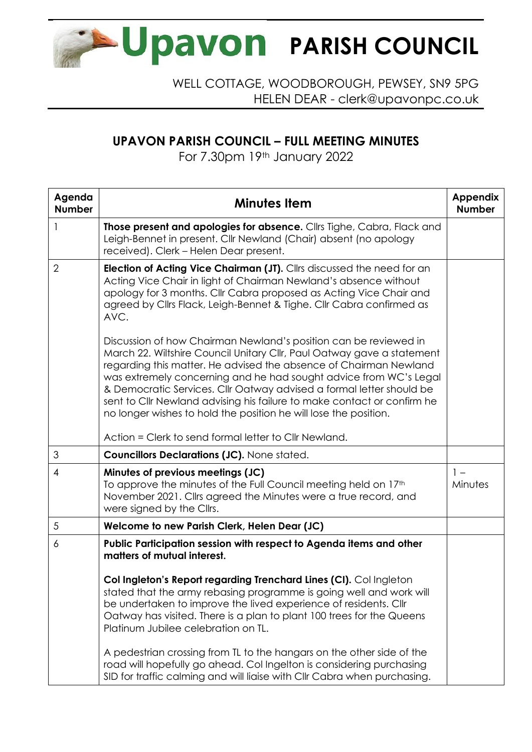# Upavon PARISH COUNCIL

WELL COTTAGE, WOODBOROUGH, PEWSEY, SN9 5PG
HELEN DEAR - clerk@upavonpc.co.uk

## UPAVON PARISH COUNCIL – FULL MEETING MINUTES

For 7.30pm 19th January 2022

| Agenda Number | Minutes Item | Appendix Number |
|---|---|---|
| 1 | **Those present and apologies for absence.** Cllrs Tighe, Cabra, Flack and Leigh-Bennet in present. Cllr Newland (Chair) absent (no apology received). Clerk – Helen Dear present. | |
| 2 | **Election of Acting Vice Chairman (JT).** Cllrs discussed the need for an Acting Vice Chair in light of Chairman Newland's absence without apology for 3 months. Cllr Cabra proposed as Acting Vice Chair and agreed by Cllrs Flack, Leigh-Bennet & Tighe. Cllr Cabra confirmed as AVC.<br><br>Discussion of how Chairman Newland's position can be reviewed in March 22. Wiltshire Council Unitary Cllr, Paul Oatway gave a statement regarding this matter. He advised the absence of Chairman Newland was extremely concerning and he had sought advice from WC's Legal & Democratic Services. Cllr Oatway advised a formal letter should be sent to Cllr Newland advising his failure to make contact or confirm he no longer wishes to hold the position he will lose the position.<br><br>Action = Clerk to send formal letter to Cllr Newland. | |
| 3 | **Councillors Declarations (JC).** None stated. | |
| 4 | **Minutes of previous meetings (JC)**<br>To approve the minutes of the Full Council meeting held on 17th November 2021. Cllrs agreed the Minutes were a true record, and were signed by the Cllrs. | 1 – Minutes |
| 5 | **Welcome to new Parish Clerk, Helen Dear (JC)** | |
| 6 | **Public Participation session with respect to Agenda items and other matters of mutual interest.**<br><br>**Col Ingleton's Report regarding Trenchard Lines (CI).** Col Ingleton stated that the army rebasing programme is going well and work will be undertaken to improve the lived experience of residents. Cllr Oatway has visited. There is a plan to plant 100 trees for the Queens Platinum Jubilee celebration on TL.<br><br>A pedestrian crossing from TL to the hangars on the other side of the road will hopefully go ahead. Col Ingelton is considering purchasing SID for traffic calming and will liaise with Cllr Cabra when purchasing. | |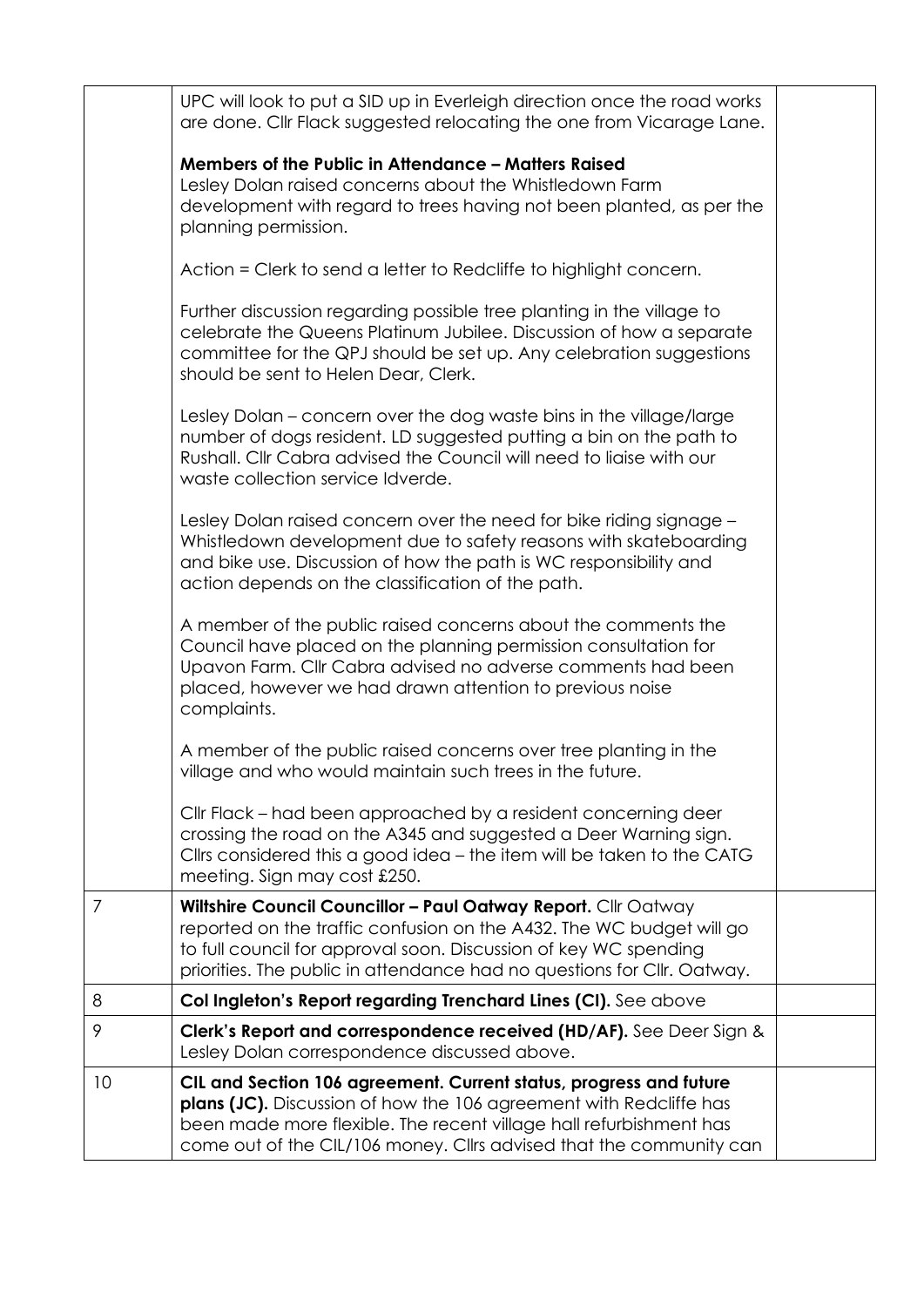| | | |
|---|---|---|
| | UPC will look to put a SID up in Everleigh direction once the road works are done. Cllr Flack suggested relocating the one from Vicarage Lane.<br><br>**Members of the Public in Attendance – Matters Raised**<br>Lesley Dolan raised concerns about the Whistledown Farm development with regard to trees having not been planted, as per the planning permission.<br><br>Action = Clerk to send a letter to Redcliffe to highlight concern.<br><br>Further discussion regarding possible tree planting in the village to celebrate the Queens Platinum Jubilee. Discussion of how a separate committee for the QPJ should be set up. Any celebration suggestions should be sent to Helen Dear, Clerk.<br><br>Lesley Dolan – concern over the dog waste bins in the village/large number of dogs resident. LD suggested putting a bin on the path to Rushall. Cllr Cabra advised the Council will need to liaise with our waste collection service Idverde.<br><br>Lesley Dolan raised concern over the need for bike riding signage – Whistledown development due to safety reasons with skateboarding and bike use. Discussion of how the path is WC responsibility and action depends on the classification of the path.<br><br>A member of the public raised concerns about the comments the Council have placed on the planning permission consultation for Upavon Farm. Cllr Cabra advised no adverse comments had been placed, however we had drawn attention to previous noise complaints.<br><br>A member of the public raised concerns over tree planting in the village and who would maintain such trees in the future.<br><br>Cllr Flack – had been approached by a resident concerning deer crossing the road on the A345 and suggested a Deer Warning sign. Cllrs considered this a good idea – the item will be taken to the CATG meeting. Sign may cost £250. | |
| 7 | **Wiltshire Council Councillor – Paul Oatway Report.** Cllr Oatway reported on the traffic confusion on the A432. The WC budget will go to full council for approval soon. Discussion of key WC spending priorities. The public in attendance had no questions for Cllr. Oatway. | |
| 8 | **Col Ingleton's Report regarding Trenchard Lines (CI).** See above | |
| 9 | **Clerk's Report and correspondence received (HD/AF).** See Deer Sign & Lesley Dolan correspondence discussed above. | |
| 10 | **CIL and Section 106 agreement. Current status, progress and future plans (JC).** Discussion of how the 106 agreement with Redcliffe has been made more flexible. The recent village hall refurbishment has come out of the CIL/106 money. Cllrs advised that the community can | |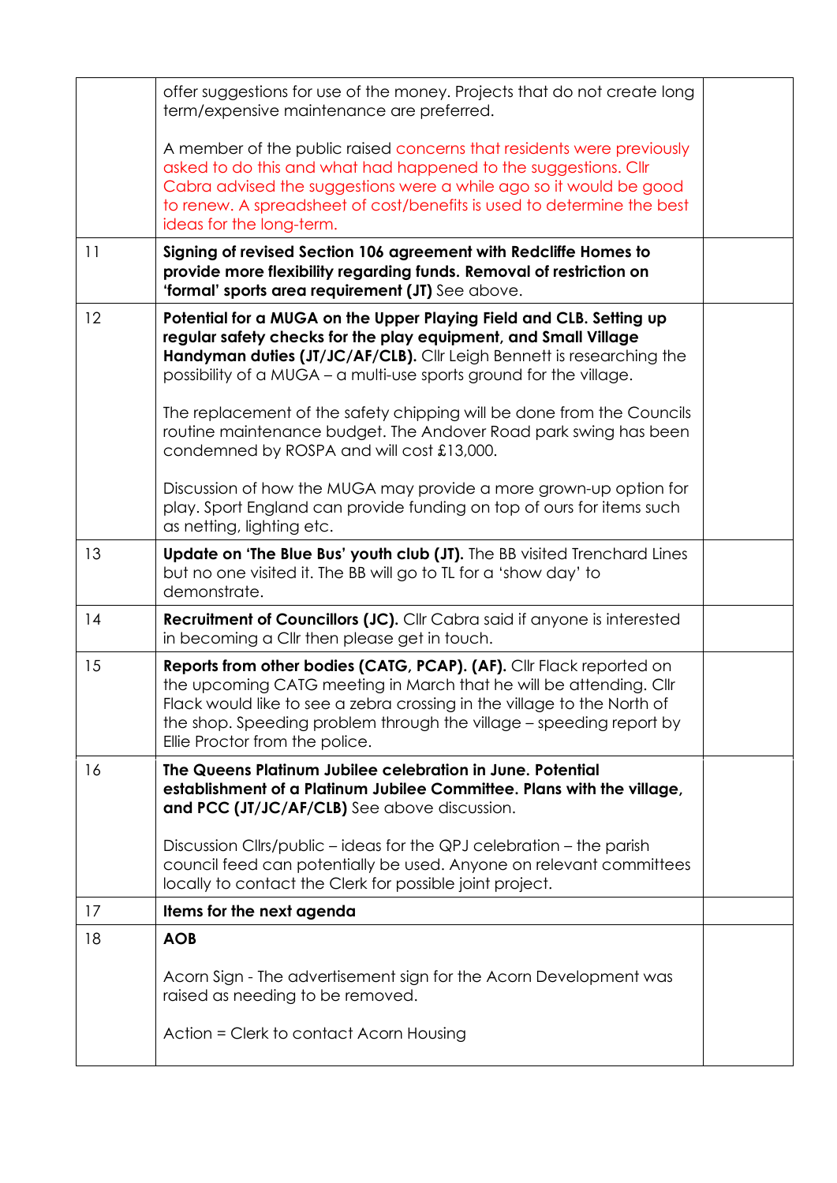| | | |
|---|---|---|
| | offer suggestions for use of the money. Projects that do not create long term/expensive maintenance are preferred.<br><br>A member of the public raised concerns that residents were previously asked to do this and what had happened to the suggestions. Cllr Cabra advised the suggestions were a while ago so it would be good to renew. A spreadsheet of cost/benefits is used to determine the best ideas for the long-term. | |
| 11 | **Signing of revised Section 106 agreement with Redcliffe Homes to provide more flexibility regarding funds. Removal of restriction on 'formal' sports area requirement (JT)** See above. | |
| 12 | **Potential for a MUGA on the Upper Playing Field and CLB. Setting up regular safety checks for the play equipment, and Small Village Handyman duties (JT/JC/AF/CLB).** Cllr Leigh Bennett is researching the possibility of a MUGA – a multi-use sports ground for the village.<br><br>The replacement of the safety chipping will be done from the Councils routine maintenance budget. The Andover Road park swing has been condemned by ROSPA and will cost £13,000.<br><br>Discussion of how the MUGA may provide a more grown-up option for play. Sport England can provide funding on top of ours for items such as netting, lighting etc. | |
| 13 | **Update on 'The Blue Bus' youth club (JT).** The BB visited Trenchard Lines but no one visited it. The BB will go to TL for a 'show day' to demonstrate. | |
| 14 | **Recruitment of Councillors (JC).** Cllr Cabra said if anyone is interested in becoming a Cllr then please get in touch. | |
| 15 | **Reports from other bodies (CATG, PCAP). (AF).** Cllr Flack reported on the upcoming CATG meeting in March that he will be attending. Cllr Flack would like to see a zebra crossing in the village to the North of the shop. Speeding problem through the village – speeding report by Ellie Proctor from the police. | |
| 16 | **The Queens Platinum Jubilee celebration in June. Potential establishment of a Platinum Jubilee Committee. Plans with the village, and PCC (JT/JC/AF/CLB)** See above discussion.<br><br>Discussion Cllrs/public – ideas for the QPJ celebration – the parish council feed can potentially be used. Anyone on relevant committees locally to contact the Clerk for possible joint project. | |
| 17 | **Items for the next agenda** | |
| 18 | **AOB**<br><br>Acorn Sign - The advertisement sign for the Acorn Development was raised as needing to be removed.<br><br>Action = Clerk to contact Acorn Housing | |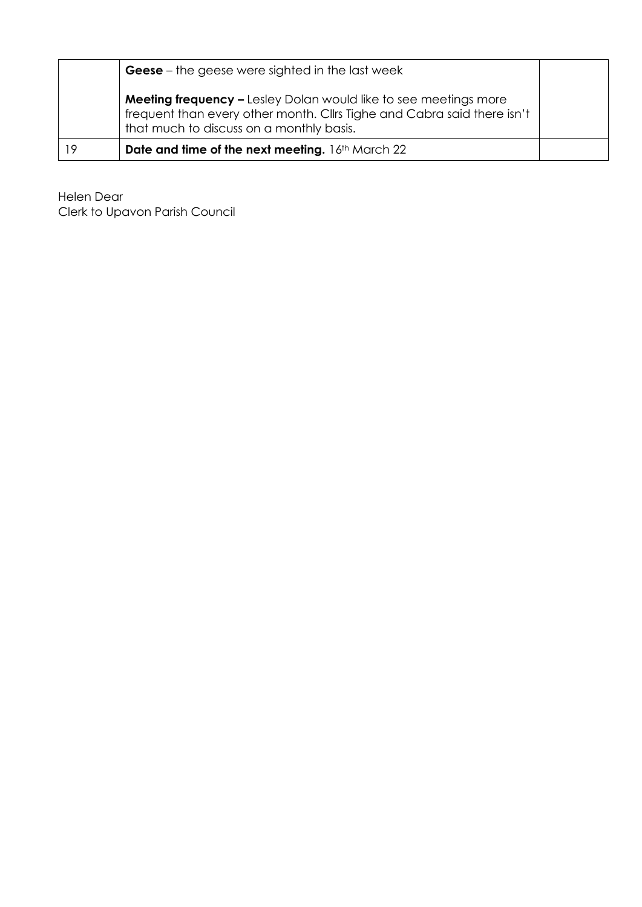| | | |
|---|---|---|
| | **Geese** – the geese were sighted in the last week<br><br>**Meeting frequency –** Lesley Dolan would like to see meetings more frequent than every other month. Cllrs Tighe and Cabra said there isn't that much to discuss on a monthly basis. | |
| 19 | **Date and time of the next meeting.** 16th March 22 | |

Helen Dear
Clerk to Upavon Parish Council